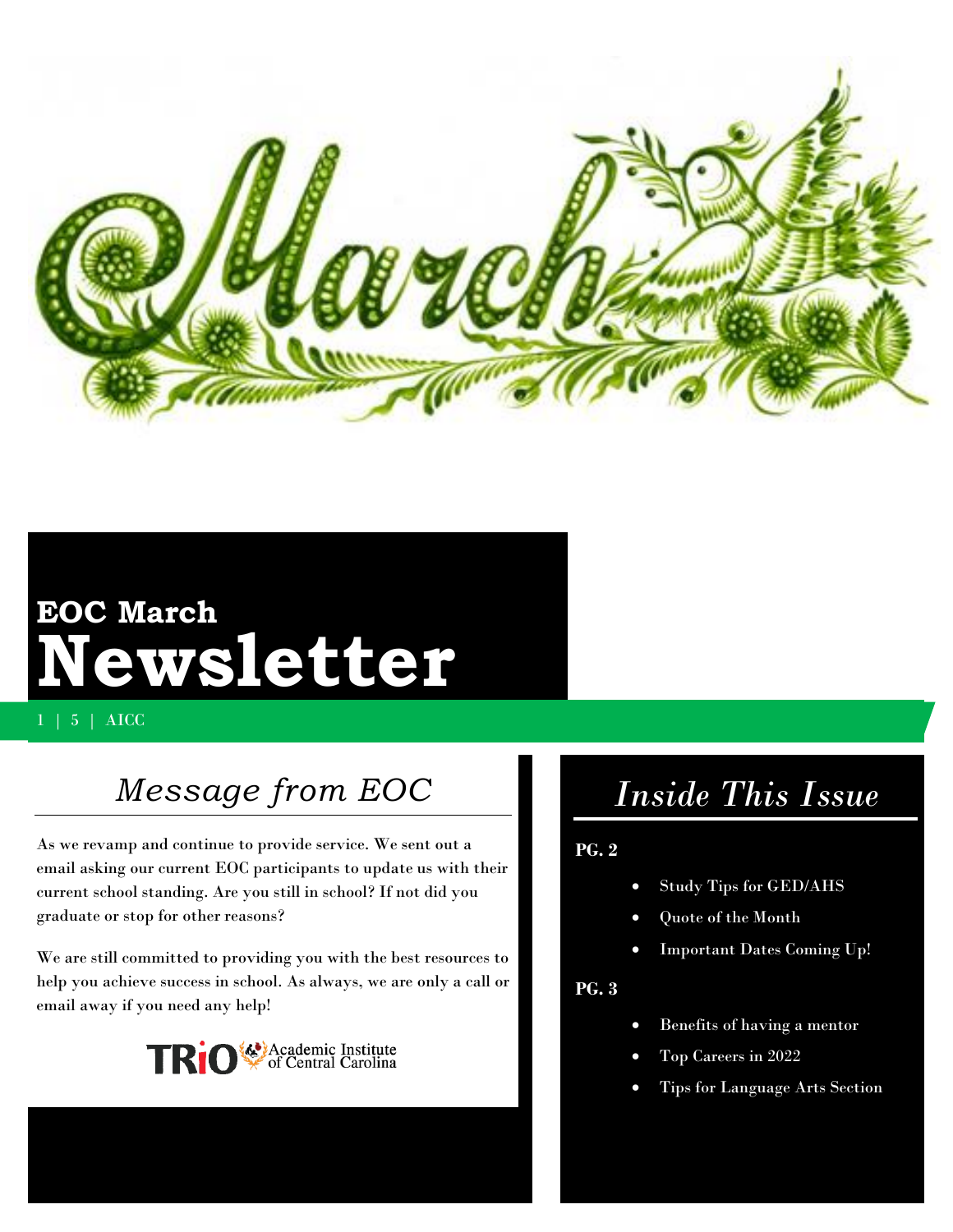# EOC March Newsletter

1 | 5 | AICC

## *Message from EOC*

As we revamp and continue to provide service. We sent out a email asking our current EOC participants to update us with their current school standing. Are you still in school? If not did you graduate or stop for other reasons?

We are still committed to providing you with the best resources to help you achieve success in school. As always, we are only a call or email away if you need any help!

TRiO Academic Institute of Central Carolina

## *Inside This Issue*

**PG. 2**

- Study Tips for GED/AHS
- Quote of the Month
- Important Dates Coming Up!

**PG. 3**

- Benefits of having a mentor
- Top Careers in 2022
- Tips for Language Arts Section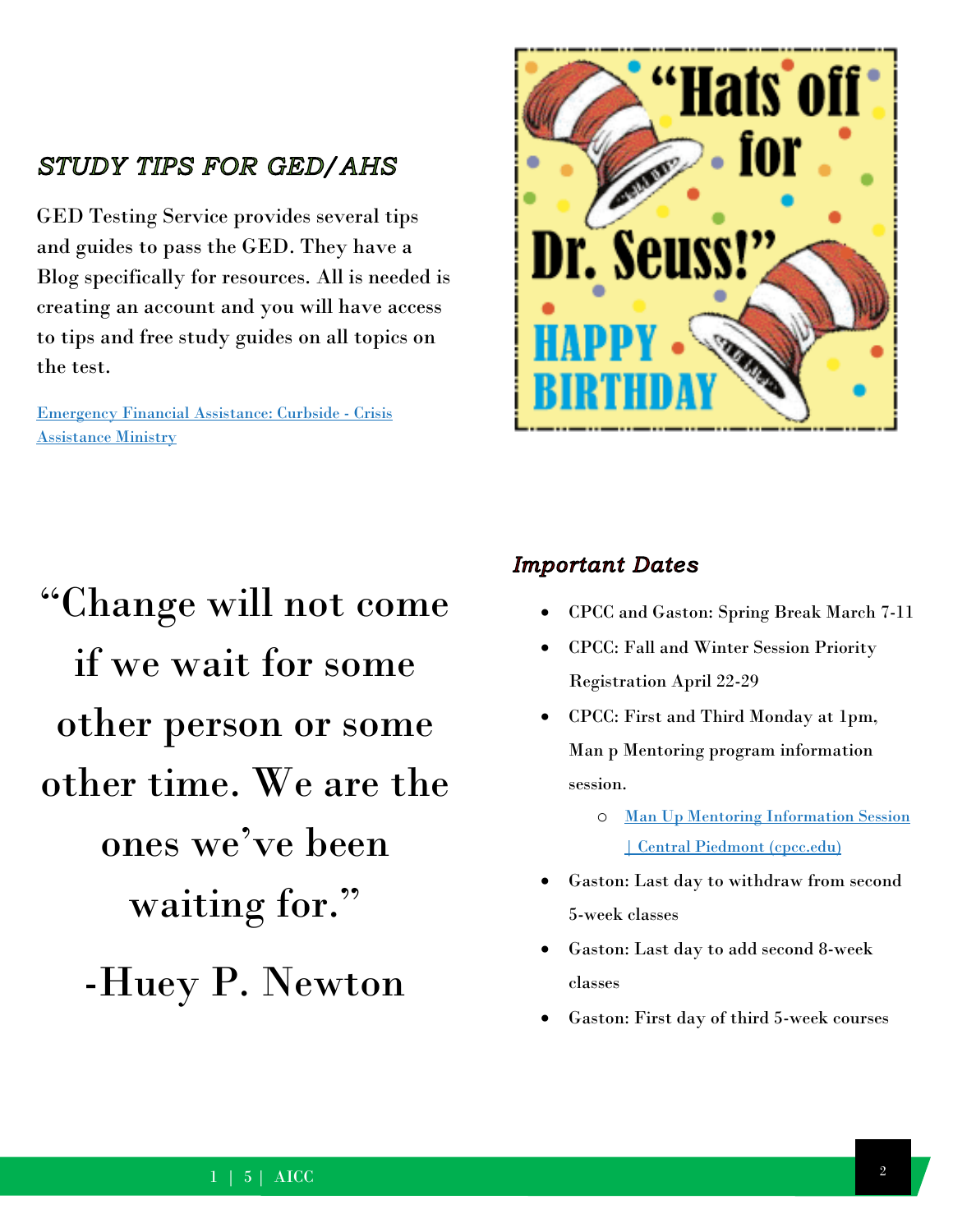## *STUDY TIPS FOR GED/AHS*

GED Testing Service provides several tips and guides to pass the GED. They have a Blog specifically for resources. All is needed is creating an account and you will have access to tips and free study guides on all topics on the test.

[Emergency Financial Assistance: Curbside - Crisis Assistance Ministry]()

“Hats off for Dr. Seuss!”

HAPPY BIRTHDAY

“Change will not come if we wait for some other person or some other time. We are the ones we’ve been waiting for.”

-Huey P. Newton

## *Important Dates*

- CPCC and Gaston: Spring Break March 7-11
- CPCC: Fall and Winter Session Priority Registration April 22-29
- CPCC: First and Third Monday at 1pm, Man p Mentoring program information session.
    - [Man Up Mentoring Information Session | Central Piedmont (cpcc.edu)]()
- Gaston: Last day to withdraw from second 5-week classes
- Gaston: Last day to add second 8-week classes
- Gaston: First day of third 5-week courses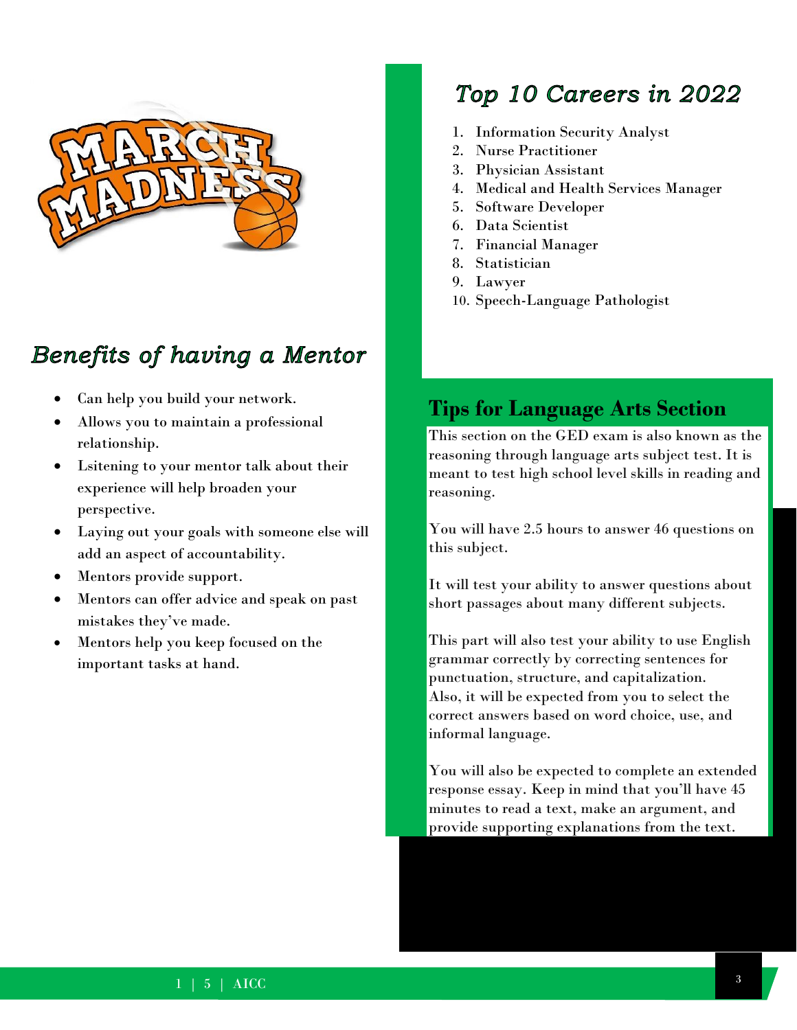MARCH MADNESS

## Benefits of having a Mentor

- Can help you build your network.
- Allows you to maintain a professional relationship.
- Lsitening to your mentor talk about their experience will help broaden your perspective.
- Laying out your goals with someone else will add an aspect of accountability.
- Mentors provide support.
- Mentors can offer advice and speak on past mistakes they've made.
- Mentors help you keep focused on the important tasks at hand.

## Top 10 Careers in 2022

1. Information Security Analyst
2. Nurse Practitioner
3. Physician Assistant
4. Medical and Health Services Manager
5. Software Developer
6. Data Scientist
7. Financial Manager
8. Statistician
9. Lawyer
10. Speech-Language Pathologist

## Tips for Language Arts Section

This section on the GED exam is also known as the reasoning through language arts subject test. It is meant to test high school level skills in reading and reasoning.

You will have 2.5 hours to answer 46 questions on this subject.

It will test your ability to answer questions about short passages about many different subjects.

This part will also test your ability to use English grammar correctly by correcting sentences for punctuation, structure, and capitalization.
Also, it will be expected from you to select the correct answers based on word choice, use, and informal language.

You will also be expected to complete an extended response essay. Keep in mind that you'll have 45 minutes to read a text, make an argument, and provide supporting explanations from the text.